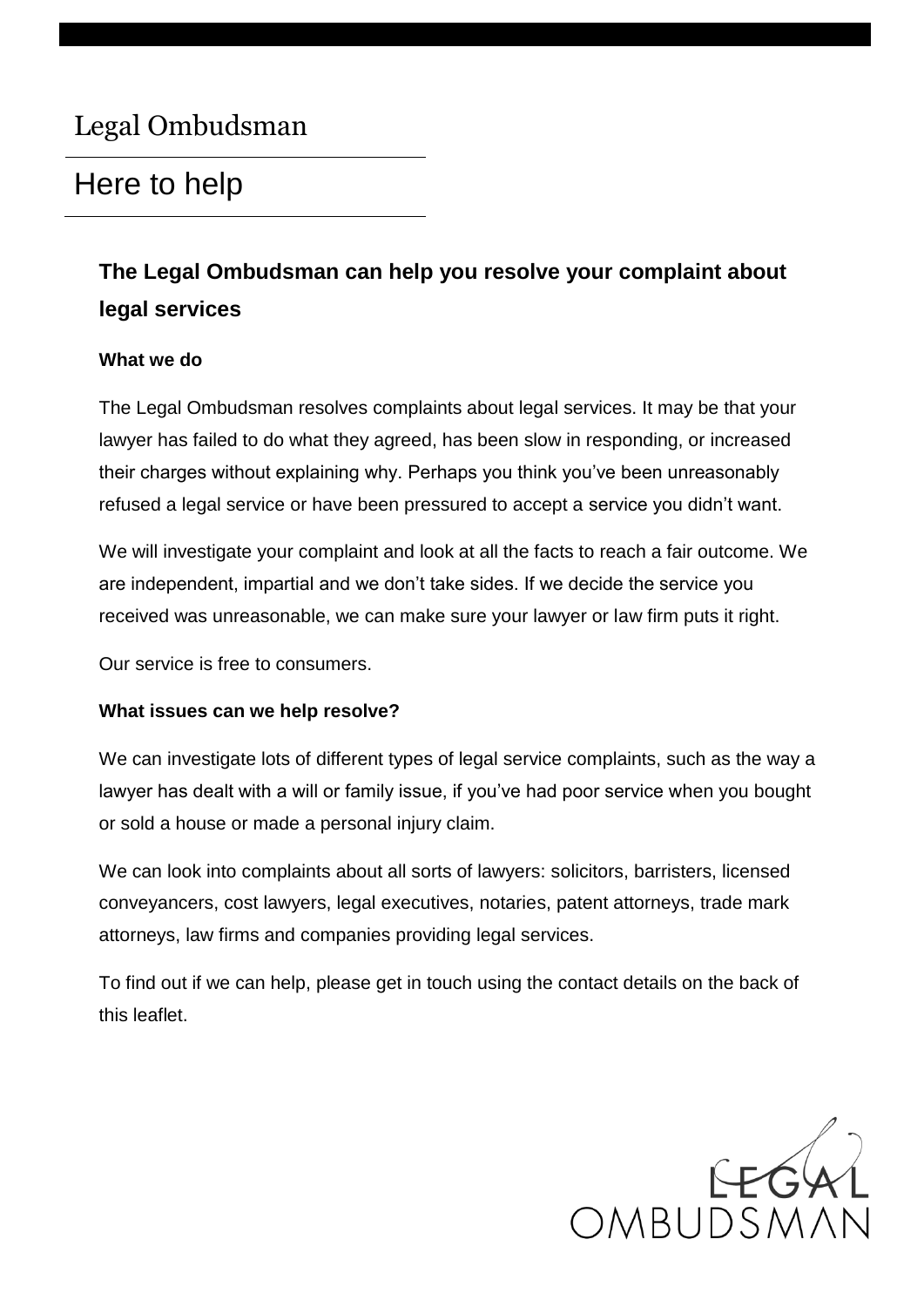# Legal Ombudsman

## Here to help

### The Legal Ombudsman can help you resolve your complaint about legal services

**What we do**

The Legal Ombudsman resolves complaints about legal services. It may be that your lawyer has failed to do what they agreed, has been slow in responding, or increased their charges without explaining why. Perhaps you think you've been unreasonably refused a legal service or have been pressured to accept a service you didn't want.

We will investigate your complaint and look at all the facts to reach a fair outcome. We are independent, impartial and we don't take sides. If we decide the service you received was unreasonable, we can make sure your lawyer or law firm puts it right.

Our service is free to consumers.

**What issues can we help resolve?**

We can investigate lots of different types of legal service complaints, such as the way a lawyer has dealt with a will or family issue, if you've had poor service when you bought or sold a house or made a personal injury claim.

We can look into complaints about all sorts of lawyers: solicitors, barristers, licensed conveyancers, cost lawyers, legal executives, notaries, patent attorneys, trade mark attorneys, law firms and companies providing legal services.

To find out if we can help, please get in touch using the contact details on the back of this leaflet.

LEGAL OMBUDSMAN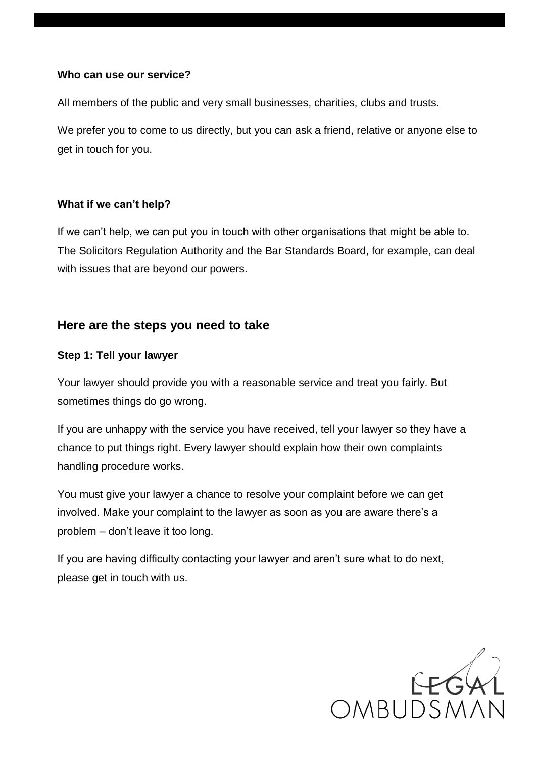### Who can use our service?

All members of the public and very small businesses, charities, clubs and trusts.

We prefer you to come to us directly, but you can ask a friend, relative or anyone else to get in touch for you.

### What if we can't help?

If we can't help, we can put you in touch with other organisations that might be able to. The Solicitors Regulation Authority and the Bar Standards Board, for example, can deal with issues that are beyond our powers.

## Here are the steps you need to take

### Step 1: Tell your lawyer

Your lawyer should provide you with a reasonable service and treat you fairly. But sometimes things do go wrong.

If you are unhappy with the service you have received, tell your lawyer so they have a chance to put things right. Every lawyer should explain how their own complaints handling procedure works.

You must give your lawyer a chance to resolve your complaint before we can get involved. Make your complaint to the lawyer as soon as you are aware there's a problem – don't leave it too long.

If you are having difficulty contacting your lawyer and aren't sure what to do next, please get in touch with us.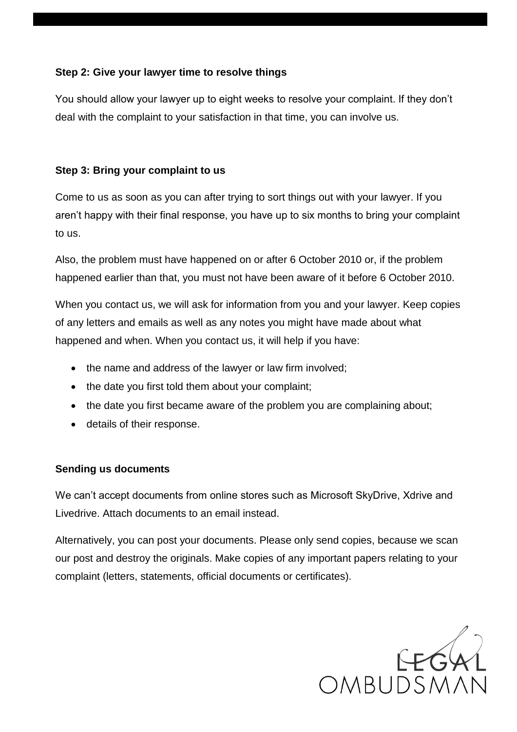### Step 2: Give your lawyer time to resolve things

You should allow your lawyer up to eight weeks to resolve your complaint. If they don't deal with the complaint to your satisfaction in that time, you can involve us.

### Step 3: Bring your complaint to us

Come to us as soon as you can after trying to sort things out with your lawyer. If you aren't happy with their final response, you have up to six months to bring your complaint to us.

Also, the problem must have happened on or after 6 October 2010 or, if the problem happened earlier than that, you must not have been aware of it before 6 October 2010.

When you contact us, we will ask for information from you and your lawyer. Keep copies of any letters and emails as well as any notes you might have made about what happened and when. When you contact us, it will help if you have:

- the name and address of the lawyer or law firm involved;
- the date you first told them about your complaint;
- the date you first became aware of the problem you are complaining about;
- details of their response.

### Sending us documents

We can't accept documents from online stores such as Microsoft SkyDrive, Xdrive and Livedrive. Attach documents to an email instead.

Alternatively, you can post your documents. Please only send copies, because we scan our post and destroy the originals. Make copies of any important papers relating to your complaint (letters, statements, official documents or certificates).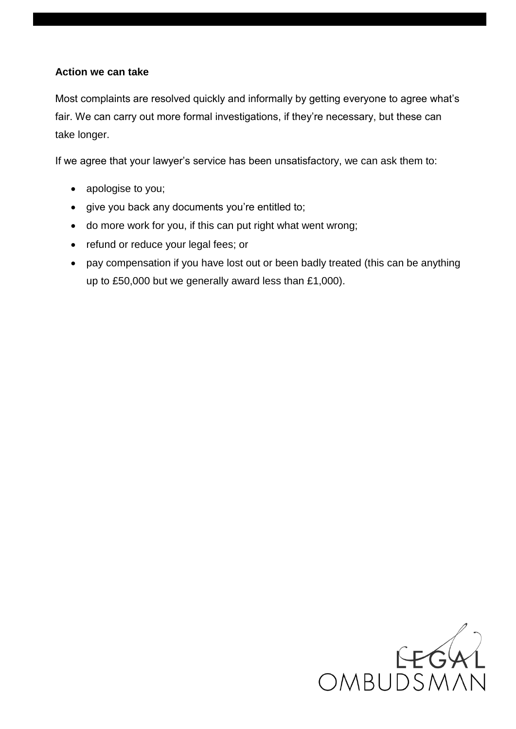**Action we can take**

Most complaints are resolved quickly and informally by getting everyone to agree what's fair. We can carry out more formal investigations, if they're necessary, but these can take longer.

If we agree that your lawyer's service has been unsatisfactory, we can ask them to:

- apologise to you;
- give you back any documents you're entitled to;
- do more work for you, if this can put right what went wrong;
- refund or reduce your legal fees; or
- pay compensation if you have lost out or been badly treated (this can be anything up to £50,000 but we generally award less than £1,000).

LEGAL OMBUDSMAN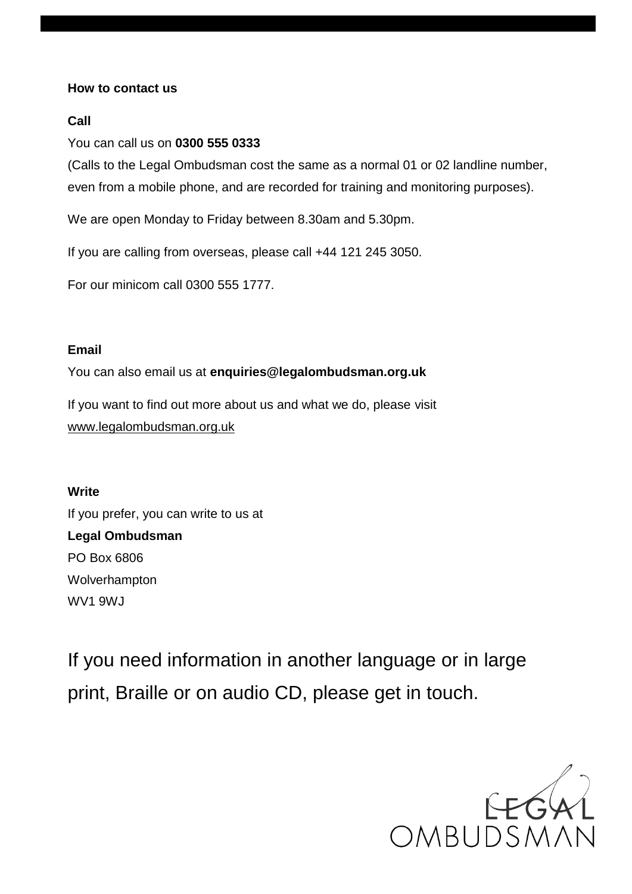**How to contact us**

**Call**

You can call us on **0300 555 0333**

(Calls to the Legal Ombudsman cost the same as a normal 01 or 02 landline number, even from a mobile phone, and are recorded for training and monitoring purposes).

We are open Monday to Friday between 8.30am and 5.30pm.

If you are calling from overseas, please call +44 121 245 3050.

For our minicom call 0300 555 1777.

**Email**

You can also email us at **enquiries@legalombudsman.org.uk**

If you want to find out more about us and what we do, please visit www.legalombudsman.org.uk

**Write**

If you prefer, you can write to us at

**Legal Ombudsman**

PO Box 6806

Wolverhampton

WV1 9WJ

If you need information in another language or in large print, Braille or on audio CD, please get in touch.

LEGAL OMBUDSMAN